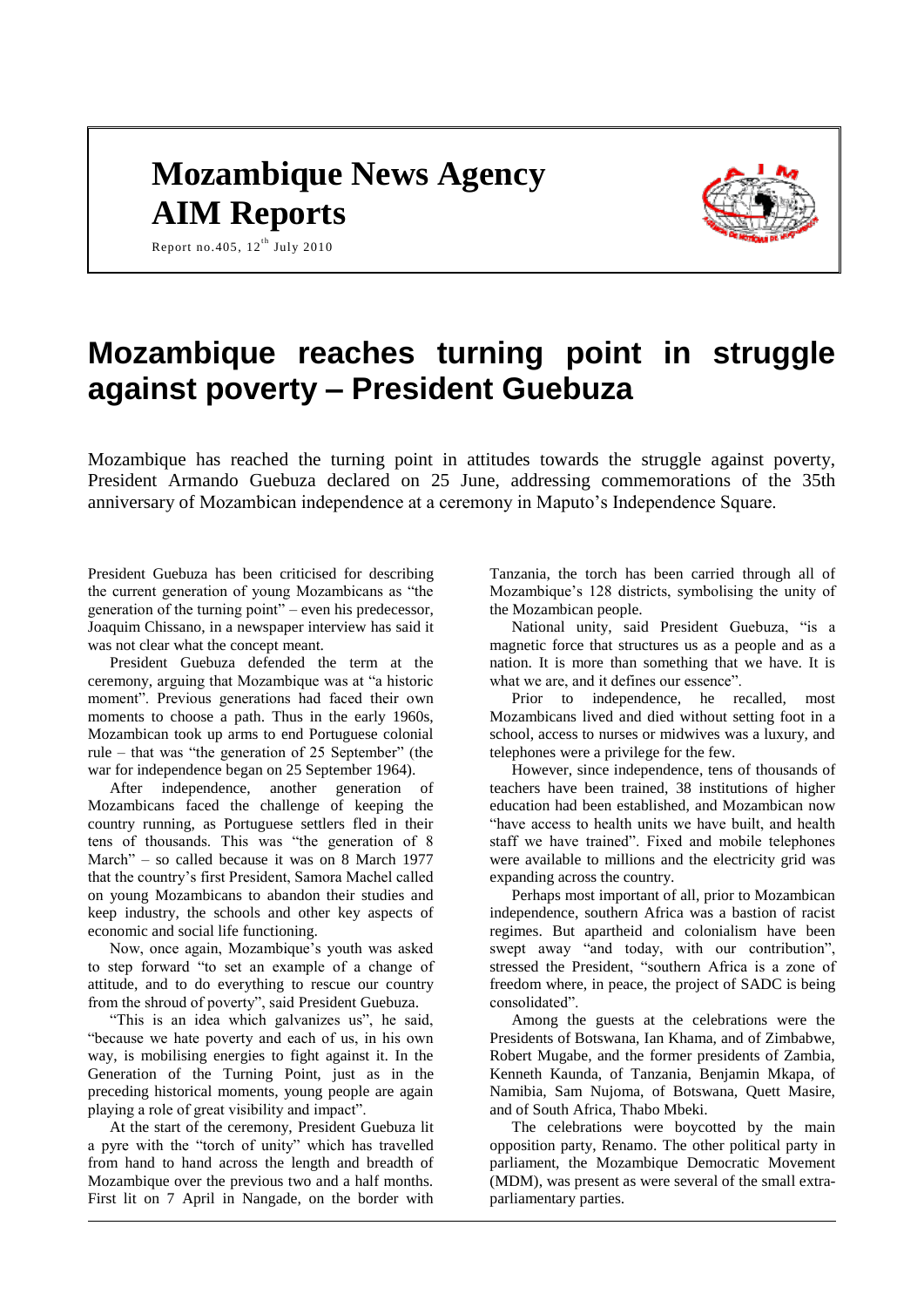# Mozambique News Agency
# AIM Reports

Report no.405, 12th July 2010

# Mozambique reaches turning point in struggle against poverty – President Guebuza

Mozambique has reached the turning point in attitudes towards the struggle against poverty, President Armando Guebuza declared on 25 June, addressing commemorations of the 35th anniversary of Mozambican independence at a ceremony in Maputo's Independence Square.

President Guebuza has been criticised for describing the current generation of young Mozambicans as "the generation of the turning point" – even his predecessor, Joaquim Chissano, in a newspaper interview has said it was not clear what the concept meant.

President Guebuza defended the term at the ceremony, arguing that Mozambique was at "a historic moment". Previous generations had faced their own moments to choose a path. Thus in the early 1960s, Mozambican took up arms to end Portuguese colonial rule – that was "the generation of 25 September" (the war for independence began on 25 September 1964).

After independence, another generation of Mozambicans faced the challenge of keeping the country running, as Portuguese settlers fled in their tens of thousands. This was "the generation of 8 March" – so called because it was on 8 March 1977 that the country's first President, Samora Machel called on young Mozambicans to abandon their studies and keep industry, the schools and other key aspects of economic and social life functioning.

Now, once again, Mozambique's youth was asked to step forward "to set an example of a change of attitude, and to do everything to rescue our country from the shroud of poverty", said President Guebuza.

"This is an idea which galvanizes us", he said, "because we hate poverty and each of us, in his own way, is mobilising energies to fight against it. In the Generation of the Turning Point, just as in the preceding historical moments, young people are again playing a role of great visibility and impact".

At the start of the ceremony, President Guebuza lit a pyre with the "torch of unity" which has travelled from hand to hand across the length and breadth of Mozambique over the previous two and a half months. First lit on 7 April in Nangade, on the border with Tanzania, the torch has been carried through all of Mozambique's 128 districts, symbolising the unity of the Mozambican people.

National unity, said President Guebuza, "is a magnetic force that structures us as a people and as a nation. It is more than something that we have. It is what we are, and it defines our essence".

Prior to independence, he recalled, most Mozambicans lived and died without setting foot in a school, access to nurses or midwives was a luxury, and telephones were a privilege for the few.

However, since independence, tens of thousands of teachers have been trained, 38 institutions of higher education had been established, and Mozambican now "have access to health units we have built, and health staff we have trained". Fixed and mobile telephones were available to millions and the electricity grid was expanding across the country.

Perhaps most important of all, prior to Mozambican independence, southern Africa was a bastion of racist regimes. But apartheid and colonialism have been swept away "and today, with our contribution", stressed the President, "southern Africa is a zone of freedom where, in peace, the project of SADC is being consolidated".

Among the guests at the celebrations were the Presidents of Botswana, Ian Khama, and of Zimbabwe, Robert Mugabe, and the former presidents of Zambia, Kenneth Kaunda, of Tanzania, Benjamin Mkapa, of Namibia, Sam Nujoma, of Botswana, Quett Masire, and of South Africa, Thabo Mbeki.

The celebrations were boycotted by the main opposition party, Renamo. The other political party in parliament, the Mozambique Democratic Movement (MDM), was present as were several of the small extra-parliamentary parties.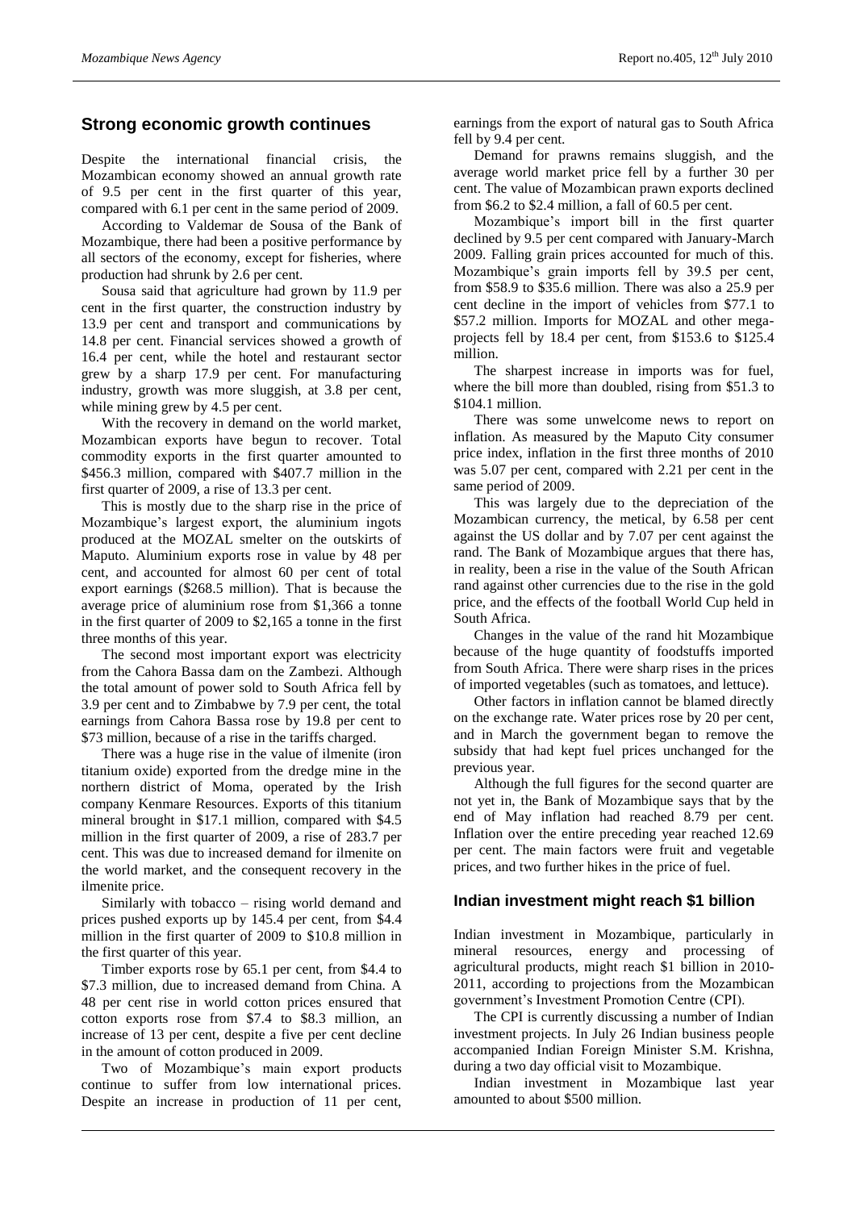## Strong economic growth continues

Despite the international financial crisis, the Mozambican economy showed an annual growth rate of 9.5 per cent in the first quarter of this year, compared with 6.1 per cent in the same period of 2009.

According to Valdemar de Sousa of the Bank of Mozambique, there had been a positive performance by all sectors of the economy, except for fisheries, where production had shrunk by 2.6 per cent.

Sousa said that agriculture had grown by 11.9 per cent in the first quarter, the construction industry by 13.9 per cent and transport and communications by 14.8 per cent. Financial services showed a growth of 16.4 per cent, while the hotel and restaurant sector grew by a sharp 17.9 per cent. For manufacturing industry, growth was more sluggish, at 3.8 per cent, while mining grew by 4.5 per cent.

With the recovery in demand on the world market, Mozambican exports have begun to recover. Total commodity exports in the first quarter amounted to $456.3 million, compared with $407.7 million in the first quarter of 2009, a rise of 13.3 per cent.

This is mostly due to the sharp rise in the price of Mozambique's largest export, the aluminium ingots produced at the MOZAL smelter on the outskirts of Maputo. Aluminium exports rose in value by 48 per cent, and accounted for almost 60 per cent of total export earnings ($268.5 million). That is because the average price of aluminium rose from $1,366 a tonne in the first quarter of 2009 to $2,165 a tonne in the first three months of this year.

The second most important export was electricity from the Cahora Bassa dam on the Zambezi. Although the total amount of power sold to South Africa fell by 3.9 per cent and to Zimbabwe by 7.9 per cent, the total earnings from Cahora Bassa rose by 19.8 per cent to $73 million, because of a rise in the tariffs charged.

There was a huge rise in the value of ilmenite (iron titanium oxide) exported from the dredge mine in the northern district of Moma, operated by the Irish company Kenmare Resources. Exports of this titanium mineral brought in $17.1 million, compared with $4.5 million in the first quarter of 2009, a rise of 283.7 per cent. This was due to increased demand for ilmenite on the world market, and the consequent recovery in the ilmenite price.

Similarly with tobacco – rising world demand and prices pushed exports up by 145.4 per cent, from $4.4 million in the first quarter of 2009 to $10.8 million in the first quarter of this year.

Timber exports rose by 65.1 per cent, from $4.4 to $7.3 million, due to increased demand from China. A 48 per cent rise in world cotton prices ensured that cotton exports rose from $7.4 to $8.3 million, an increase of 13 per cent, despite a five per cent decline in the amount of cotton produced in 2009.

Two of Mozambique's main export products continue to suffer from low international prices. Despite an increase in production of 11 per cent, earnings from the export of natural gas to South Africa fell by 9.4 per cent.

Demand for prawns remains sluggish, and the average world market price fell by a further 30 per cent. The value of Mozambican prawn exports declined from $6.2 to $2.4 million, a fall of 60.5 per cent.

Mozambique's import bill in the first quarter declined by 9.5 per cent compared with January-March 2009. Falling grain prices accounted for much of this. Mozambique's grain imports fell by 39.5 per cent, from $58.9 to $35.6 million. There was also a 25.9 per cent decline in the import of vehicles from $77.1 to $57.2 million. Imports for MOZAL and other mega-projects fell by 18.4 per cent, from $153.6 to $125.4 million.

The sharpest increase in imports was for fuel, where the bill more than doubled, rising from $51.3 to $104.1 million.

There was some unwelcome news to report on inflation. As measured by the Maputo City consumer price index, inflation in the first three months of 2010 was 5.07 per cent, compared with 2.21 per cent in the same period of 2009.

This was largely due to the depreciation of the Mozambican currency, the metical, by 6.58 per cent against the US dollar and by 7.07 per cent against the rand. The Bank of Mozambique argues that there has, in reality, been a rise in the value of the South African rand against other currencies due to the rise in the gold price, and the effects of the football World Cup held in South Africa.

Changes in the value of the rand hit Mozambique because of the huge quantity of foodstuffs imported from South Africa. There were sharp rises in the prices of imported vegetables (such as tomatoes, and lettuce).

Other factors in inflation cannot be blamed directly on the exchange rate. Water prices rose by 20 per cent, and in March the government began to remove the subsidy that had kept fuel prices unchanged for the previous year.

Although the full figures for the second quarter are not yet in, the Bank of Mozambique says that by the end of May inflation had reached 8.79 per cent. Inflation over the entire preceding year reached 12.69 per cent. The main factors were fruit and vegetable prices, and two further hikes in the price of fuel.

## Indian investment might reach $1 billion

Indian investment in Mozambique, particularly in mineral resources, energy and processing of agricultural products, might reach $1 billion in 2010-2011, according to projections from the Mozambican government's Investment Promotion Centre (CPI).

The CPI is currently discussing a number of Indian investment projects. In July 26 Indian business people accompanied Indian Foreign Minister S.M. Krishna, during a two day official visit to Mozambique.

Indian investment in Mozambique last year amounted to about $500 million.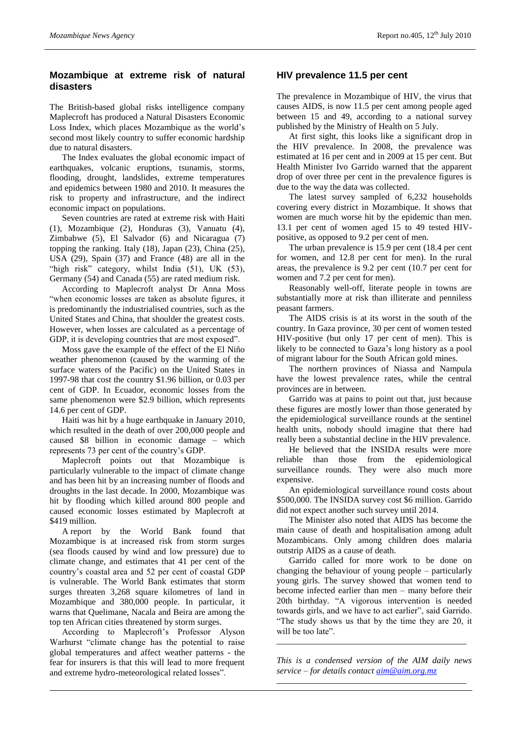## Mozambique at extreme risk of natural disasters

The British-based global risks intelligence company Maplecroft has produced a Natural Disasters Economic Loss Index, which places Mozambique as the world's second most likely country to suffer economic hardship due to natural disasters.

The Index evaluates the global economic impact of earthquakes, volcanic eruptions, tsunamis, storms, flooding, drought, landslides, extreme temperatures and epidemics between 1980 and 2010. It measures the risk to property and infrastructure, and the indirect economic impact on populations.

Seven countries are rated at extreme risk with Haiti (1), Mozambique (2), Honduras (3), Vanuatu (4), Zimbabwe (5), El Salvador (6) and Nicaragua (7) topping the ranking. Italy (18), Japan (23), China (25), USA (29), Spain (37) and France (48) are all in the "high risk" category, whilst India (51), UK (53), Germany (54) and Canada (55) are rated medium risk.

According to Maplecroft analyst Dr Anna Moss "when economic losses are taken as absolute figures, it is predominantly the industrialised countries, such as the United States and China, that shoulder the greatest costs. However, when losses are calculated as a percentage of GDP, it is developing countries that are most exposed".

Moss gave the example of the effect of the El Niño weather phenomenon (caused by the warming of the surface waters of the Pacific) on the United States in 1997-98 that cost the country $1.96 billion, or 0.03 per cent of GDP. In Ecuador, economic losses from the same phenomenon were $2.9 billion, which represents 14.6 per cent of GDP.

Haiti was hit by a huge earthquake in January 2010, which resulted in the death of over 200,000 people and caused $8 billion in economic damage – which represents 73 per cent of the country's GDP.

Maplecroft points out that Mozambique is particularly vulnerable to the impact of climate change and has been hit by an increasing number of floods and droughts in the last decade. In 2000, Mozambique was hit by flooding which killed around 800 people and caused economic losses estimated by Maplecroft at $419 million.

A report by the World Bank found that Mozambique is at increased risk from storm surges (sea floods caused by wind and low pressure) due to climate change, and estimates that 41 per cent of the country's coastal area and 52 per cent of coastal GDP is vulnerable. The World Bank estimates that storm surges threaten 3,268 square kilometres of land in Mozambique and 380,000 people. In particular, it warns that Quelimane, Nacala and Beira are among the top ten African cities threatened by storm surges.

According to Maplecroft's Professor Alyson Warhurst "climate change has the potential to raise global temperatures and affect weather patterns - the fear for insurers is that this will lead to more frequent and extreme hydro-meteorological related losses".

## HIV prevalence 11.5 per cent

The prevalence in Mozambique of HIV, the virus that causes AIDS, is now 11.5 per cent among people aged between 15 and 49, according to a national survey published by the Ministry of Health on 5 July.

At first sight, this looks like a significant drop in the HIV prevalence. In 2008, the prevalence was estimated at 16 per cent and in 2009 at 15 per cent. But Health Minister Ivo Garrido warned that the apparent drop of over three per cent in the prevalence figures is due to the way the data was collected.

The latest survey sampled of 6,232 households covering every district in Mozambique. It shows that women are much worse hit by the epidemic than men. 13.1 per cent of women aged 15 to 49 tested HIV-positive, as opposed to 9.2 per cent of men.

The urban prevalence is 15.9 per cent (18.4 per cent for women, and 12.8 per cent for men). In the rural areas, the prevalence is 9.2 per cent (10.7 per cent for women and 7.2 per cent for men).

Reasonably well-off, literate people in towns are substantially more at risk than illiterate and penniless peasant farmers.

The AIDS crisis is at its worst in the south of the country. In Gaza province, 30 per cent of women tested HIV-positive (but only 17 per cent of men). This is likely to be connected to Gaza's long history as a pool of migrant labour for the South African gold mines.

The northern provinces of Niassa and Nampula have the lowest prevalence rates, while the central provinces are in between.

Garrido was at pains to point out that, just because these figures are mostly lower than those generated by the epidemiological surveillance rounds at the sentinel health units, nobody should imagine that there had really been a substantial decline in the HIV prevalence.

He believed that the INSIDA results were more reliable than those from the epidemiological surveillance rounds. They were also much more expensive.

An epidemiological surveillance round costs about $500,000. The INSIDA survey cost $6 million. Garrido did not expect another such survey until 2014.

The Minister also noted that AIDS has become the main cause of death and hospitalisation among adult Mozambicans. Only among children does malaria outstrip AIDS as a cause of death.

Garrido called for more work to be done on changing the behaviour of young people – particularly young girls. The survey showed that women tend to become infected earlier than men – many before their 20th birthday. "A vigorous intervention is needed towards girls, and we have to act earlier", said Garrido. "The study shows us that by the time they are 20, it will be too late".

---

*This is a condensed version of the AIM daily news service – for details contact aim@aim.org.mz*

---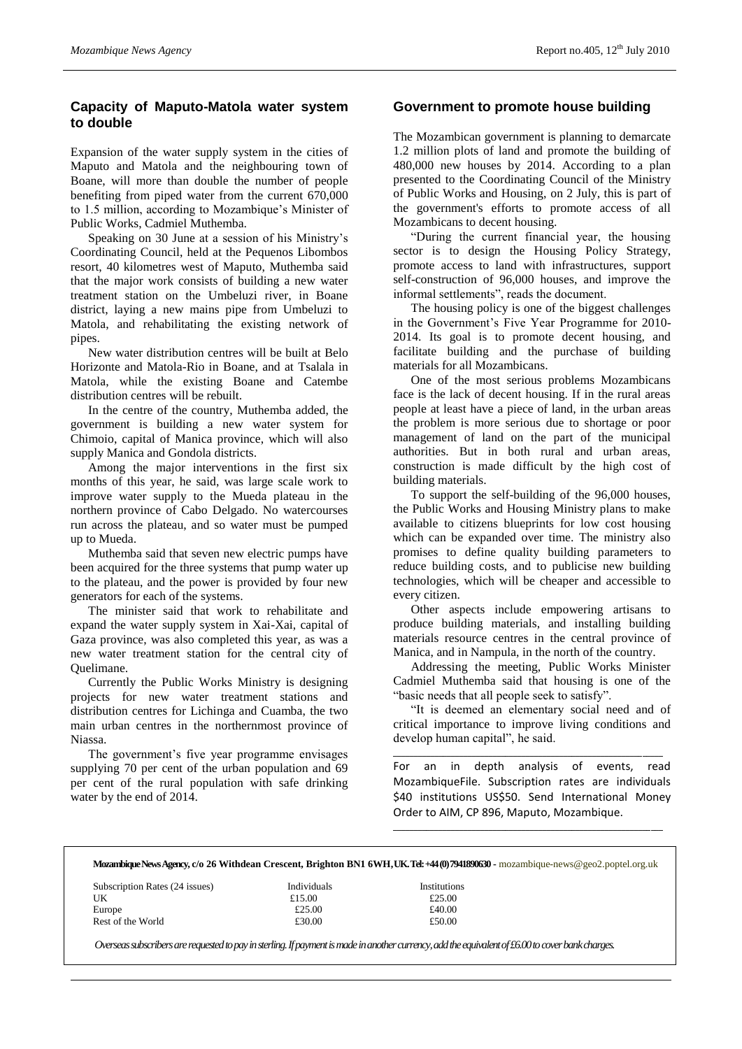## Capacity of Maputo-Matola water system to double

Expansion of the water supply system in the cities of Maputo and Matola and the neighbouring town of Boane, will more than double the number of people benefiting from piped water from the current 670,000 to 1.5 million, according to Mozambique's Minister of Public Works, Cadmiel Muthemba.

Speaking on 30 June at a session of his Ministry's Coordinating Council, held at the Pequenos Libombos resort, 40 kilometres west of Maputo, Muthemba said that the major work consists of building a new water treatment station on the Umbeluzi river, in Boane district, laying a new mains pipe from Umbeluzi to Matola, and rehabilitating the existing network of pipes.

New water distribution centres will be built at Belo Horizonte and Matola-Rio in Boane, and at Tsalala in Matola, while the existing Boane and Catembe distribution centres will be rebuilt.

In the centre of the country, Muthemba added, the government is building a new water system for Chimoio, capital of Manica province, which will also supply Manica and Gondola districts.

Among the major interventions in the first six months of this year, he said, was large scale work to improve water supply to the Mueda plateau in the northern province of Cabo Delgado. No watercourses run across the plateau, and so water must be pumped up to Mueda.

Muthemba said that seven new electric pumps have been acquired for the three systems that pump water up to the plateau, and the power is provided by four new generators for each of the systems.

The minister said that work to rehabilitate and expand the water supply system in Xai-Xai, capital of Gaza province, was also completed this year, as was a new water treatment station for the central city of Quelimane.

Currently the Public Works Ministry is designing projects for new water treatment stations and distribution centres for Lichinga and Cuamba, the two main urban centres in the northernmost province of Niassa.

The government's five year programme envisages supplying 70 per cent of the urban population and 69 per cent of the rural population with safe drinking water by the end of 2014.

## Government to promote house building

The Mozambican government is planning to demarcate 1.2 million plots of land and promote the building of 480,000 new houses by 2014. According to a plan presented to the Coordinating Council of the Ministry of Public Works and Housing, on 2 July, this is part of the government's efforts to promote access of all Mozambicans to decent housing.

"During the current financial year, the housing sector is to design the Housing Policy Strategy, promote access to land with infrastructures, support self-construction of 96,000 houses, and improve the informal settlements", reads the document.

The housing policy is one of the biggest challenges in the Government's Five Year Programme for 2010-2014. Its goal is to promote decent housing, and facilitate building and the purchase of building materials for all Mozambicans.

One of the most serious problems Mozambicans face is the lack of decent housing. If in the rural areas people at least have a piece of land, in the urban areas the problem is more serious due to shortage or poor management of land on the part of the municipal authorities. But in both rural and urban areas, construction is made difficult by the high cost of building materials.

To support the self-building of the 96,000 houses, the Public Works and Housing Ministry plans to make available to citizens blueprints for low cost housing which can be expanded over time. The ministry also promises to define quality building parameters to reduce building costs, and to publicise new building technologies, which will be cheaper and accessible to every citizen.

Other aspects include empowering artisans to produce building materials, and installing building materials resource centres in the central province of Manica, and in Nampula, in the north of the country.

Addressing the meeting, Public Works Minister Cadmiel Muthemba said that housing is one of the "basic needs that all people seek to satisfy".

"It is deemed an elementary social need and of critical importance to improve living conditions and develop human capital", he said.

---

For an in depth analysis of events, read MozambiqueFile. Subscription rates are individuals $40 institutions US$50. Send International Money Order to AIM, CP 896, Maputo, Mozambique.

---

**Mozambique News Agency, c/o 26 Withdean Crescent, Brighton BN1 6WH, UK. Tel: +44 (0) 7941890630 -** mozambique-news@geo2.poptel.org.uk

| Subscription Rates (24 issues) | Individuals | Institutions |
|---|---|---|
| UK | £15.00 | £25.00 |
| Europe | £25.00 | £40.00 |
| Rest of the World | £30.00 | £50.00 |

*Overseas subscribers are requested to pay in sterling. If payment is made in another currency, add the equivalent of £6.00 to cover bank charges.*